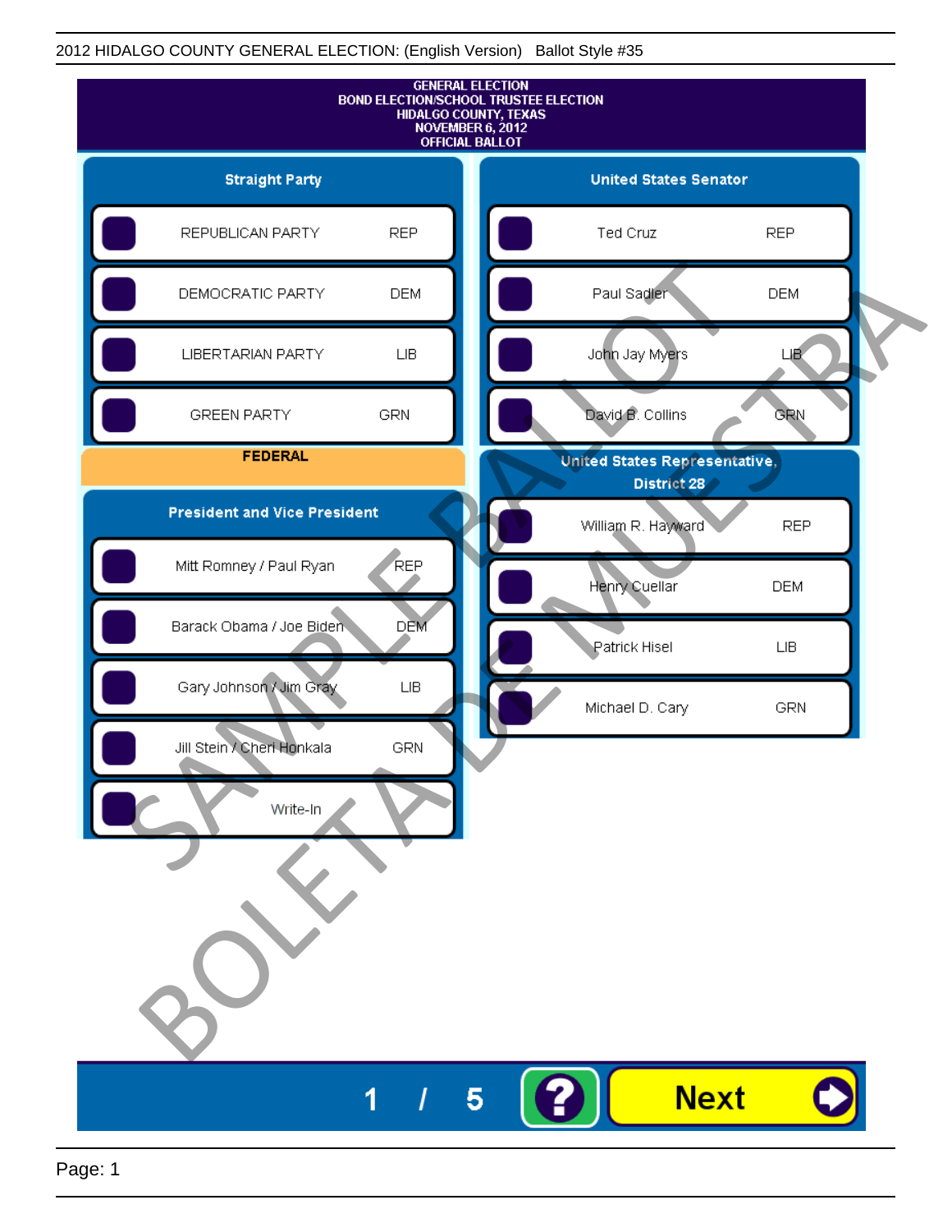2012 HIDALGO COUNTY GENERAL ELECTION: (English Version) Ballot Style #35

# GENERAL ELECTION
# BOND ELECTION/SCHOOL TRUSTEE ELECTION
# HIDALGO COUNTY, TEXAS
# NOVEMBER 6, 2012
# OFFICIAL BALLOT

SAMPLE BALLOT

BOLETA DE MUESTRA

## Straight Party

| Candidate | Party |
|---|---|
| REPUBLICAN PARTY | REP |
| DEMOCRATIC PARTY | DEM |
| LIBERTARIAN PARTY | LIB |
| GREEN PARTY | GRN |

## FEDERAL

### President and Vice President

| Candidate | Party |
|---|---|
| Mitt Romney / Paul Ryan | REP |
| Barack Obama / Joe Biden | DEM |
| Gary Johnson / Jim Gray | LIB |
| Jill Stein / Cheri Honkala | GRN |
| Write-In | |

### United States Senator

| Candidate | Party |
|---|---|
| Ted Cruz | REP |
| Paul Sadler | DEM |
| John Jay Myers | LIB |
| David B. Collins | GRN |

### United States Representative, District 28

| Candidate | Party |
|---|---|
| William R. Hayward | REP |
| Henry Cuellar | DEM |
| Patrick Hisel | LIB |
| Michael D. Cary | GRN |

1 / 5 ? **Next**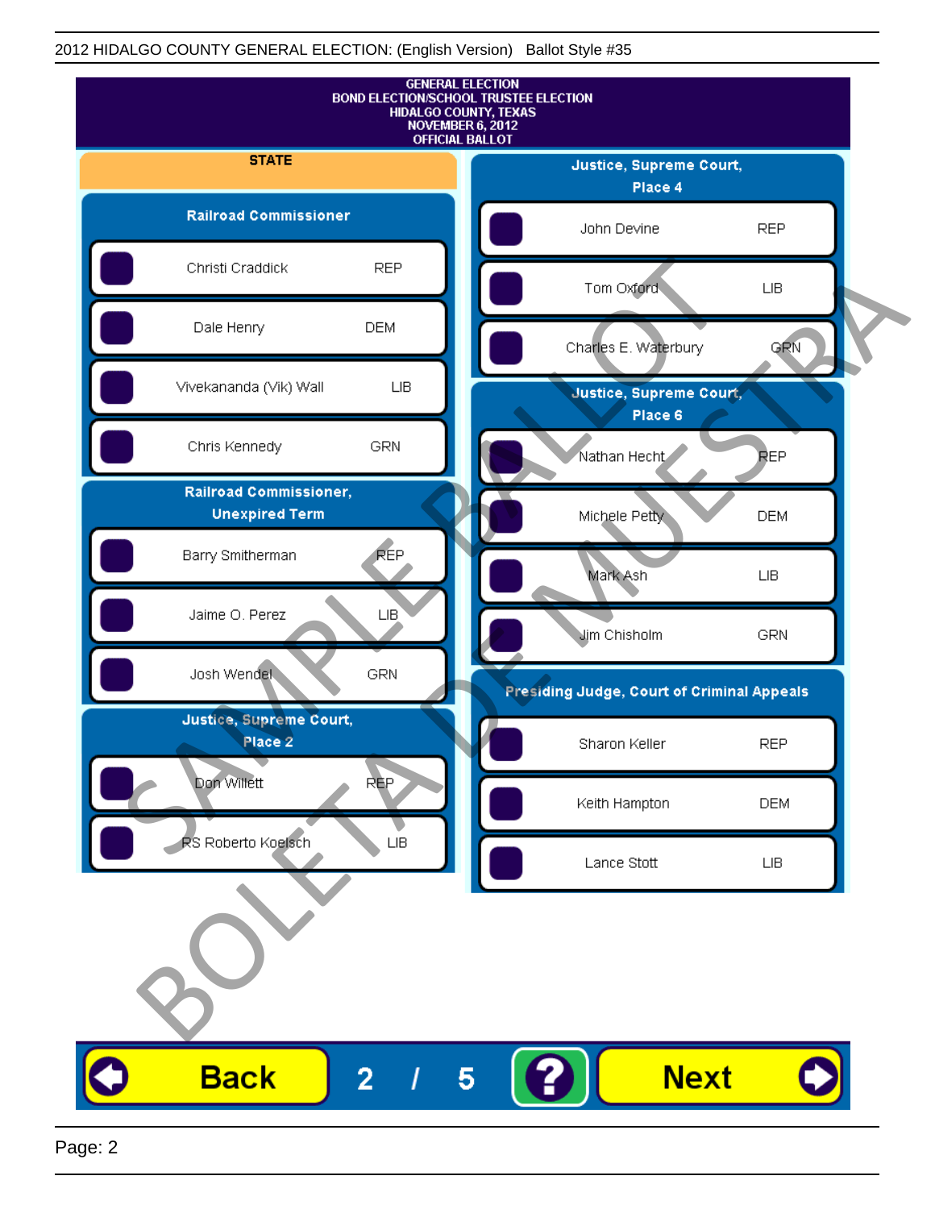2012 HIDALGO COUNTY GENERAL ELECTION: (English Version) Ballot Style #35

GENERAL ELECTION
BOND ELECTION/SCHOOL TRUSTEE ELECTION
HIDALGO COUNTY, TEXAS
NOVEMBER 6, 2012
OFFICIAL BALLOT

## STATE

### Railroad Commissioner

| Candidate | Party |
|---|---|
| Christi Craddick | REP |
| Dale Henry | DEM |
| Vivekananda (Vik) Wall | LIB |
| Chris Kennedy | GRN |

### Railroad Commissioner, Unexpired Term

| Candidate | Party |
|---|---|
| Barry Smitherman | REP |
| Jaime O. Perez | LIB |
| Josh Wendel | GRN |

### Justice, Supreme Court, Place 2

| Candidate | Party |
|---|---|
| Don Willett | REP |
| RS Roberto Koelsch | LIB |

### Justice, Supreme Court, Place 4

| Candidate | Party |
|---|---|
| John Devine | REP |
| Tom Oxford | LIB |
| Charles E. Waterbury | GRN |

### Justice, Supreme Court, Place 6

| Candidate | Party |
|---|---|
| Nathan Hecht | REP |
| Michele Petty | DEM |
| Mark Ash | LIB |
| Jim Chisholm | GRN |

### Presiding Judge, Court of Criminal Appeals

| Candidate | Party |
|---|---|
| Sharon Keller | REP |
| Keith Hampton | DEM |
| Lance Stott | LIB |

SAMPLE BALLOT
BOLETA DE MUESTRA

Back 2 / 5 ? Next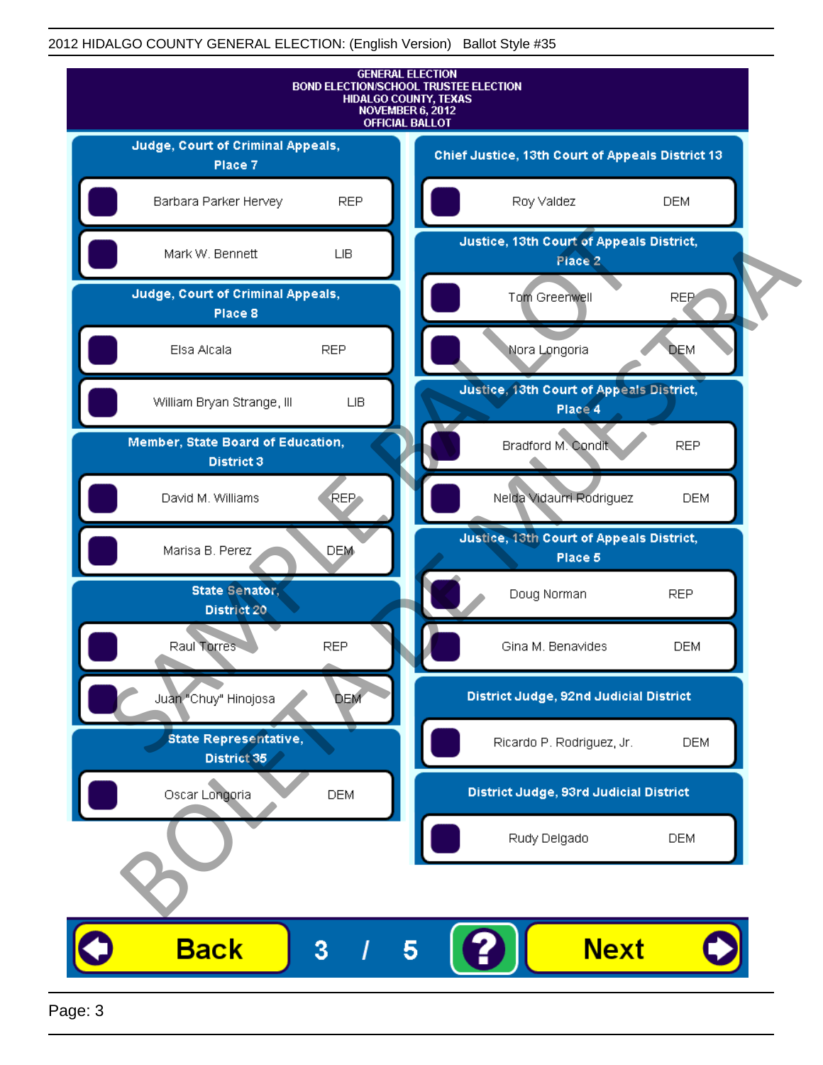# GENERAL ELECTION
## BOND ELECTION/SCHOOL TRUSTEE ELECTION
## HIDALGO COUNTY, TEXAS
## NOVEMBER 6, 2012
## OFFICIAL BALLOT

### Judge, Court of Criminal Appeals, Place 7

| Candidate | Party |
| --- | --- |
| Barbara Parker Hervey | REP |
| Mark W. Bennett | LIB |

### Judge, Court of Criminal Appeals, Place 8

| Candidate | Party |
| --- | --- |
| Elsa Alcala | REP |
| William Bryan Strange, III | LIB |

### Member, State Board of Education, District 3

| Candidate | Party |
| --- | --- |
| David M. Williams | REP |
| Marisa B. Perez | DEM |

### State Senator, District 20

| Candidate | Party |
| --- | --- |
| Raul Torres | REP |
| Juan "Chuy" Hinojosa | DEM |

### State Representative, District 35

| Candidate | Party |
| --- | --- |
| Oscar Longoria | DEM |

### Chief Justice, 13th Court of Appeals District 13

| Candidate | Party |
| --- | --- |
| Roy Valdez | DEM |

### Justice, 13th Court of Appeals District, Place 2

| Candidate | Party |
| --- | --- |
| Tom Greenwell | REP |
| Nora Longoria | DEM |

### Justice, 13th Court of Appeals District, Place 4

| Candidate | Party |
| --- | --- |
| Bradford M. Condit | REP |
| Nelda Vidaurri Rodriguez | DEM |

### Justice, 13th Court of Appeals District, Place 5

| Candidate | Party |
| --- | --- |
| Doug Norman | REP |
| Gina M. Benavides | DEM |

### District Judge, 92nd Judicial District

| Candidate | Party |
| --- | --- |
| Ricardo P. Rodriguez, Jr. | DEM |

### District Judge, 93rd Judicial District

| Candidate | Party |
| --- | --- |
| Rudy Delgado | DEM |

SAMPLE BALLOT
BOLETA DE MUESTRA

Back 3 / 5 ? Next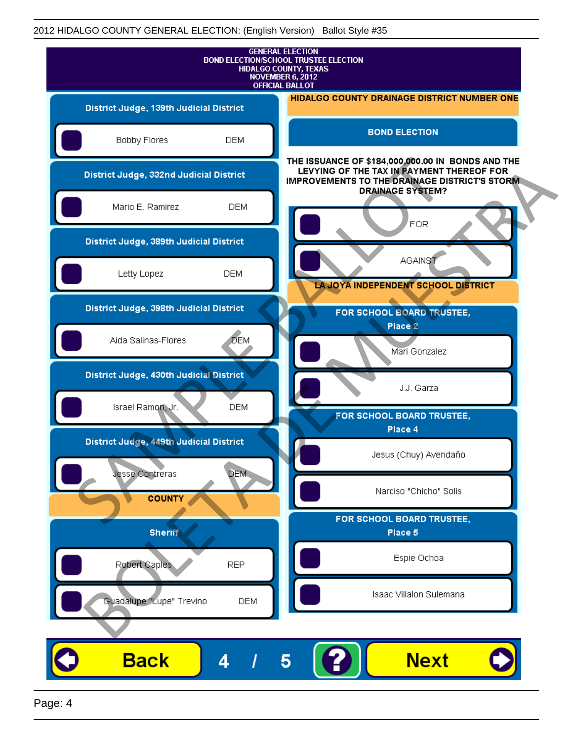2012 HIDALGO COUNTY GENERAL ELECTION: (English Version) Ballot Style #35

# GENERAL ELECTION
## BOND ELECTION/SCHOOL TRUSTEE ELECTION
## HIDALGO COUNTY, TEXAS
## NOVEMBER 6, 2012
## OFFICIAL BALLOT

### District Judge, 139th Judicial District

- Bobby Flores DEM

### District Judge, 332nd Judicial District

- Mario E. Ramirez DEM

### District Judge, 389th Judicial District

- Letty Lopez DEM

### District Judge, 398th Judicial District

- Aida Salinas-Flores DEM

### District Judge, 430th Judicial District

- Israel Ramon, Jr. DEM

### District Judge, 449th Judicial District

- Jesse Contreras DEM

## COUNTY

### Sheriff

- Robert Caples REP
- Guadalupe "Lupe" Trevino DEM

## HIDALGO COUNTY DRAINAGE DISTRICT NUMBER ONE

### BOND ELECTION

**THE ISSUANCE OF $184,000,000.00 IN BONDS AND THE LEVYING OF THE TAX IN PAYMENT THEREOF FOR IMPROVEMENTS TO THE DRAINAGE DISTRICT'S STORM DRAINAGE SYSTEM?**

- FOR
- AGAINST

## LA JOYA INDEPENDENT SCHOOL DISTRICT

### FOR SCHOOL BOARD TRUSTEE, Place 2

- Mari Gonzalez
- J.J. Garza

### FOR SCHOOL BOARD TRUSTEE, Place 4

- Jesus (Chuy) Avendaño
- Narciso "Chicho" Solis

### FOR SCHOOL BOARD TRUSTEE, Place 5

- Espie Ochoa
- Isaac Villalon Sulemana

SAMPLE BALLOT / BOLETA DE MUESTRA

Back 4 / 5 ? Next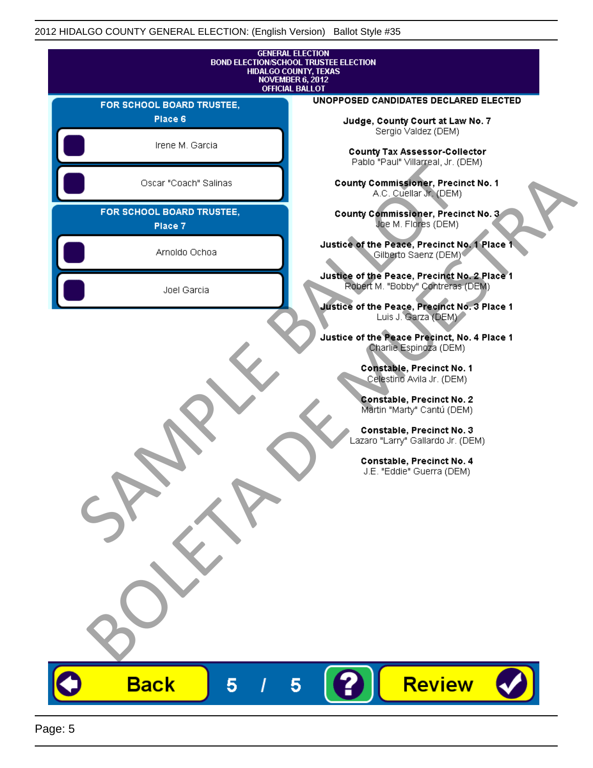GENERAL ELECTION
BOND ELECTION/SCHOOL TRUSTEE ELECTION
HIDALGO COUNTY, TEXAS
NOVEMBER 6, 2012
OFFICIAL BALLOT

## FOR SCHOOL BOARD TRUSTEE, Place 6

- Irene M. Garcia
- Oscar "Coach" Salinas

## FOR SCHOOL BOARD TRUSTEE, Place 7

- Arnoldo Ochoa
- Joel Garcia

## UNOPPOSED CANDIDATES DECLARED ELECTED

**Judge, County Court at Law No. 7**
Sergio Valdez (DEM)

**County Tax Assessor-Collector**
Pablo "Paul" Villarreal, Jr. (DEM)

**County Commissioner, Precinct No. 1**
A.C. Cuellar Jr. (DEM)

**County Commissioner, Precinct No. 3**
Joe M. Flores (DEM)

**Justice of the Peace, Precinct No. 1 Place 1**
Gilberto Saenz (DEM)

**Justice of the Peace, Precinct No. 2 Place 1**
Robert M. "Bobby" Contreras (DEM)

**Justice of the Peace, Precinct No. 3 Place 1**
Luis J. Garza (DEM)

**Justice of the Peace Precinct, No. 4 Place 1**
Charlie Espinoza (DEM)

**Constable, Precinct No. 1**
Celestino Avila Jr. (DEM)

**Constable, Precinct No. 2**
Martin "Marty" Cantú (DEM)

**Constable, Precinct No. 3**
Lazaro "Larry" Gallardo Jr. (DEM)

**Constable, Precinct No. 4**
J.E. "Eddie" Guerra (DEM)

SAMPLE BALLOT
BOLETA DE MUESTRA

Back 5 / 5 ? Review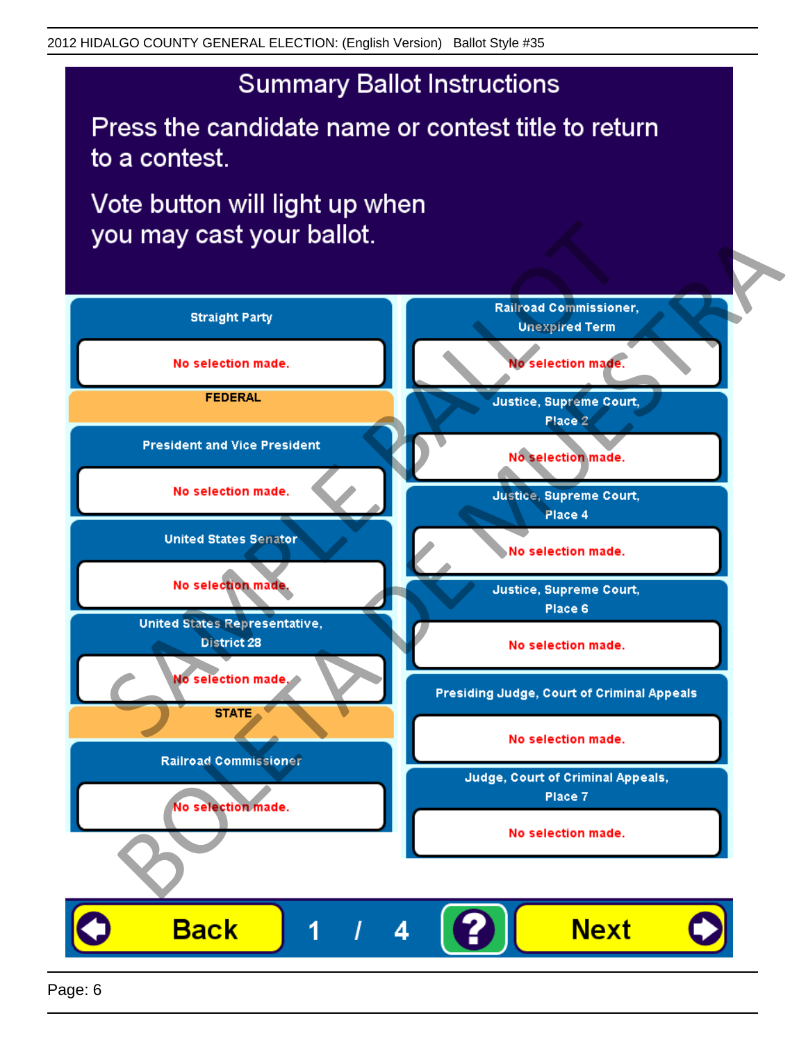2012 HIDALGO COUNTY GENERAL ELECTION: (English Version) Ballot Style #35

# Summary Ballot Instructions

Press the candidate name or contest title to return to a contest.

Vote button will light up when you may cast your ballot.

**Straight Party**

No selection made.

**FEDERAL**

**President and Vice President**

No selection made.

**United States Senator**

No selection made.

**United States Representative, District 28**

No selection made.

**STATE**

**Railroad Commissioner**

No selection made.

**Railroad Commissioner, Unexpired Term**

No selection made.

**Justice, Supreme Court, Place 2**

No selection made.

**Justice, Supreme Court, Place 4**

No selection made.

**Justice, Supreme Court, Place 6**

No selection made.

**Presiding Judge, Court of Criminal Appeals**

No selection made.

**Judge, Court of Criminal Appeals, Place 7**

No selection made.

Back | 1 / 4 | ? | Next

SAMPLE BALLOT
BOLETA DE MUESTRA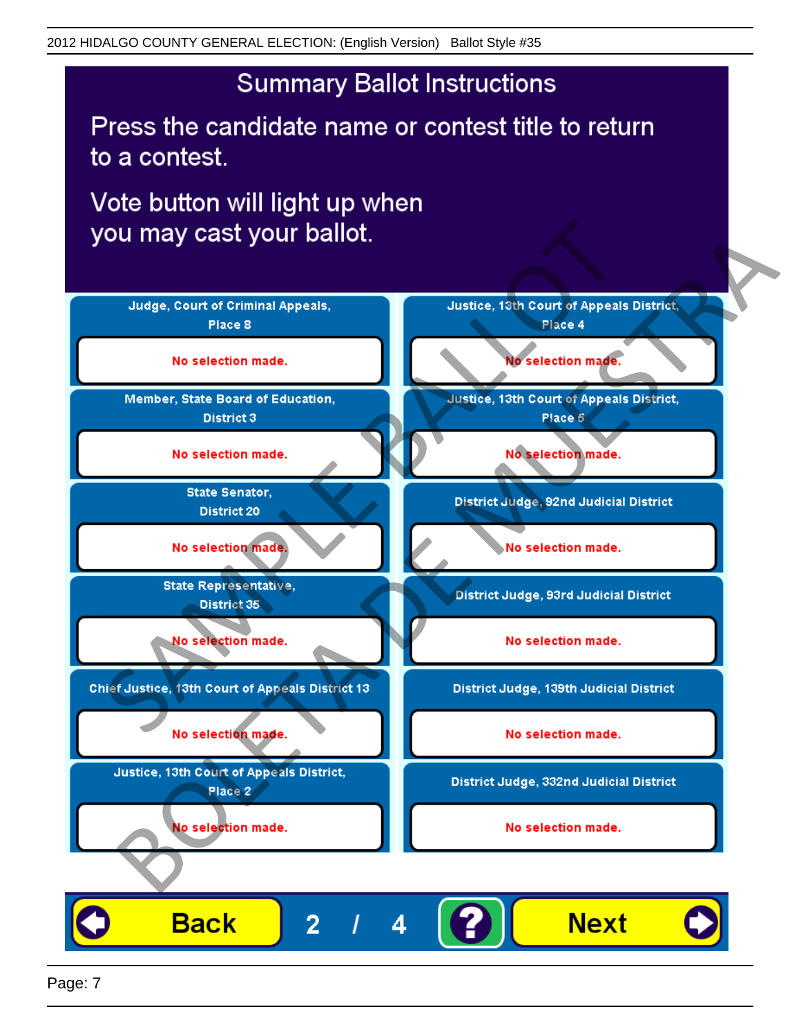# Summary Ballot Instructions

Press the candidate name or contest title to return to a contest.

Vote button will light up when you may cast your ballot.

**Judge, Court of Criminal Appeals, Place 8**
No selection made.

**Member, State Board of Education, District 3**
No selection made.

**State Senator, District 20**
No selection made.

**State Representative, District 35**
No selection made.

**Chief Justice, 13th Court of Appeals District 13**
No selection made.

**Justice, 13th Court of Appeals District, Place 2**
No selection made.

**Justice, 13th Court of Appeals District, Place 4**
No selection made.

**Justice, 13th Court of Appeals District, Place 5**
No selection made.

**District Judge, 92nd Judicial District**
No selection made.

**District Judge, 93rd Judicial District**
No selection made.

**District Judge, 139th Judicial District**
No selection made.

**District Judge, 332nd Judicial District**
No selection made.

Back | 2 / 4 | ? | Next

SAMPLE BALLOT
BOLETA DE MUESTRA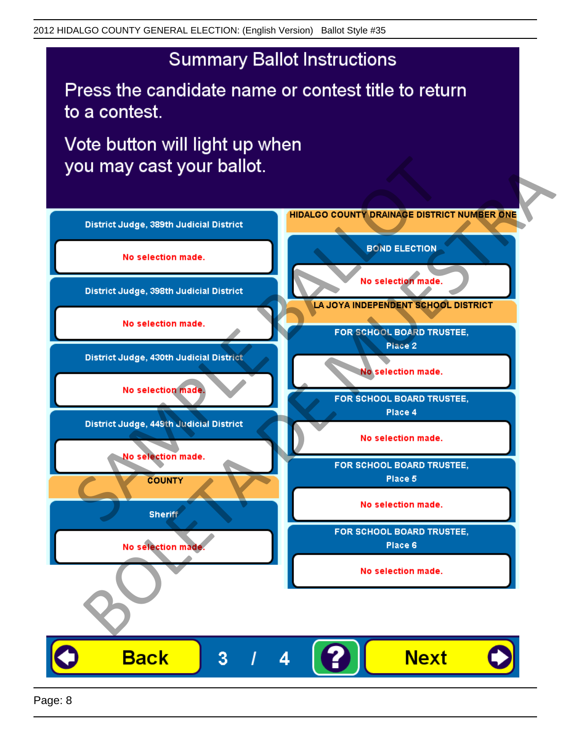2012 HIDALGO COUNTY GENERAL ELECTION: (English Version) Ballot Style #35

# Summary Ballot Instructions

Press the candidate name or contest title to return to a contest.

Vote button will light up when you may cast your ballot.

**District Judge, 389th Judicial District**

No selection made.

**District Judge, 398th Judicial District**

No selection made.

**District Judge, 430th Judicial District**

No selection made.

**District Judge, 449th Judicial District**

No selection made.

## COUNTY

**Sheriff**

No selection made.

## HIDALGO COUNTY DRAINAGE DISTRICT NUMBER ONE

**BOND ELECTION**

No selection made.

## LA JOYA INDEPENDENT SCHOOL DISTRICT

**FOR SCHOOL BOARD TRUSTEE, Place 2**

No selection made.

**FOR SCHOOL BOARD TRUSTEE, Place 4**

No selection made.

**FOR SCHOOL BOARD TRUSTEE, Place 5**

No selection made.

**FOR SCHOOL BOARD TRUSTEE, Place 6**

No selection made.

Back | 3 / 4 | ? | Next

SAMPLE BALLOT
BOLETA DE MUESTRA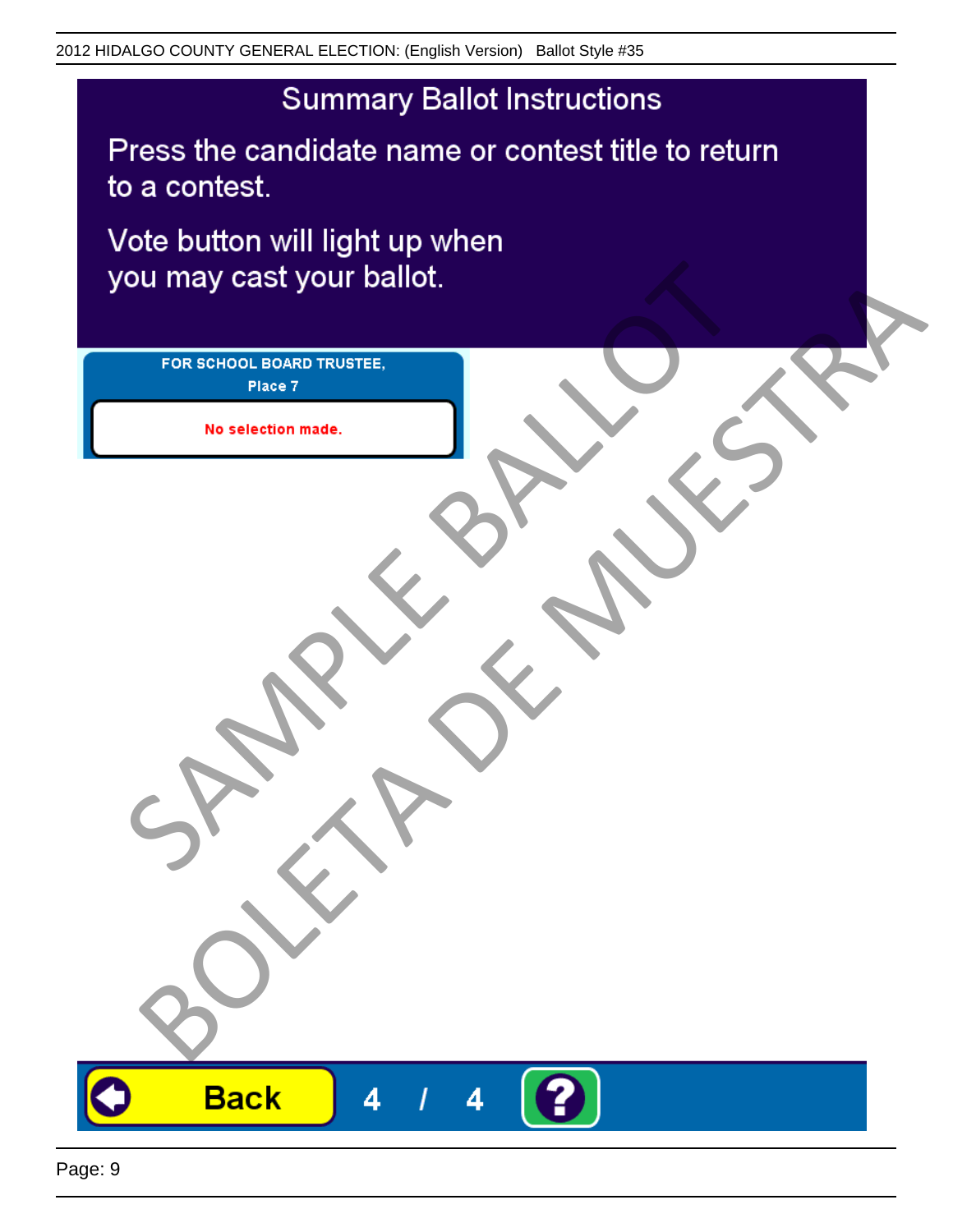# Summary Ballot Instructions

Press the candidate name or contest title to return to a contest.

Vote button will light up when you may cast your ballot.

**FOR SCHOOL BOARD TRUSTEE, Place 7**

No selection made.

SAMPLE BALLOT
BOLETA DE MUESTRA

Back

4 / 4

?